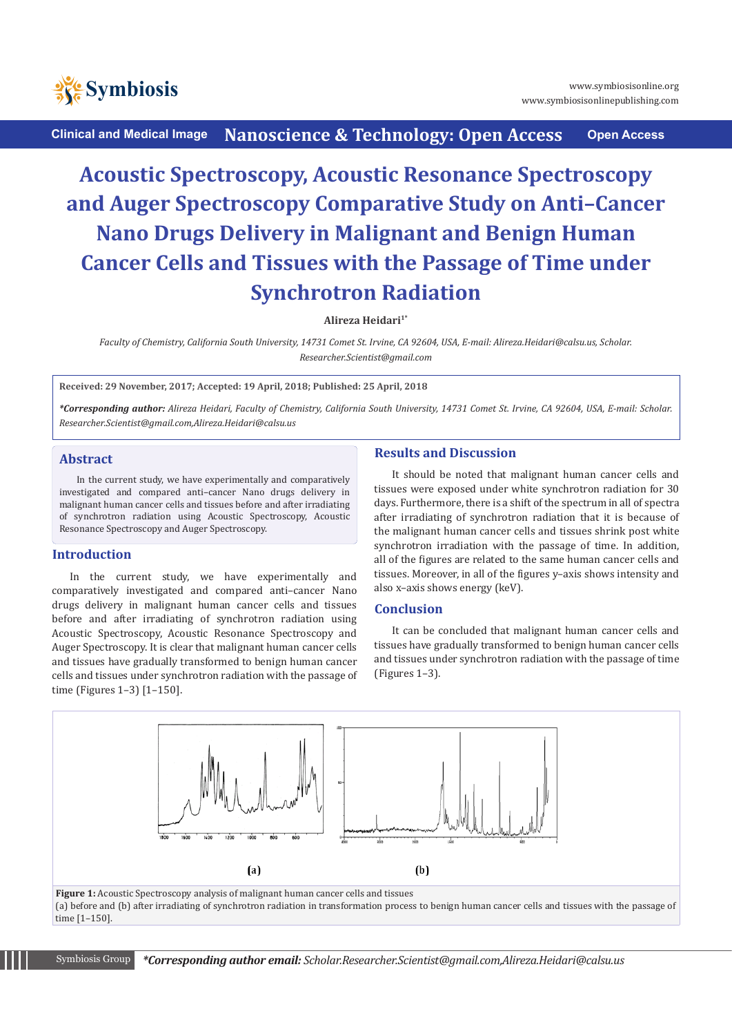Clinical and Medical Image | Nanoscience & Technology: Open Access | Open Access

# Acoustic Spectroscopy, Acoustic Resonance Spectroscopy and Auger Spectroscopy Comparative Study on Anti–Cancer Nano Drugs Delivery in Malignant and Benign Human Cancer Cells and Tissues with the Passage of Time under Synchrotron Radiation

**Alireza Heidari[1*]**

*Faculty of Chemistry, California South University, 14731 Comet St. Irvine, CA 92604, USA, E-mail: Alireza.Heidari@calsu.us, Scholar.Researcher.Scientist@gmail.com*

**Received: 29 November, 2017; Accepted: 19 April, 2018; Published: 25 April, 2018**

***Corresponding author:** *Alireza Heidari, Faculty of Chemistry, California South University, 14731 Comet St. Irvine, CA 92604, USA, E-mail: Scholar.Researcher.Scientist@gmail.com,Alireza.Heidari@calsu.us*

## Abstract

In the current study, we have experimentally and comparatively investigated and compared anti–cancer Nano drugs delivery in malignant human cancer cells and tissues before and after irradiating of synchrotron radiation using Acoustic Spectroscopy, Acoustic Resonance Spectroscopy and Auger Spectroscopy.

## Introduction

In the current study, we have experimentally and comparatively investigated and compared anti–cancer Nano drugs delivery in malignant human cancer cells and tissues before and after irradiating of synchrotron radiation using Acoustic Spectroscopy, Acoustic Resonance Spectroscopy and Auger Spectroscopy. It is clear that malignant human cancer cells and tissues have gradually transformed to benign human cancer cells and tissues under synchrotron radiation with the passage of time (Figures 1–3) [1–150].

## Results and Discussion

It should be noted that malignant human cancer cells and tissues were exposed under white synchrotron radiation for 30 days. Furthermore, there is a shift of the spectrum in all of spectra after irradiating of synchrotron radiation that it is because of the malignant human cancer cells and tissues shrink post white synchrotron irradiation with the passage of time. In addition, all of the figures are related to the same human cancer cells and tissues. Moreover, in all of the figures y–axis shows intensity and also x–axis shows energy (keV).

## Conclusion

It can be concluded that malignant human cancer cells and tissues have gradually transformed to benign human cancer cells and tissues under synchrotron radiation with the passage of time (Figures 1–3).

**Figure 1:** Acoustic Spectroscopy analysis of malignant human cancer cells and tissues
(a) before and (b) after irradiating of synchrotron radiation in transformation process to benign human cancer cells and tissues with the passage of time [1–150].

Symbiosis Group ***Corresponding author email:** *Scholar.Researcher.Scientist@gmail.com,Alireza.Heidari@calsu.us*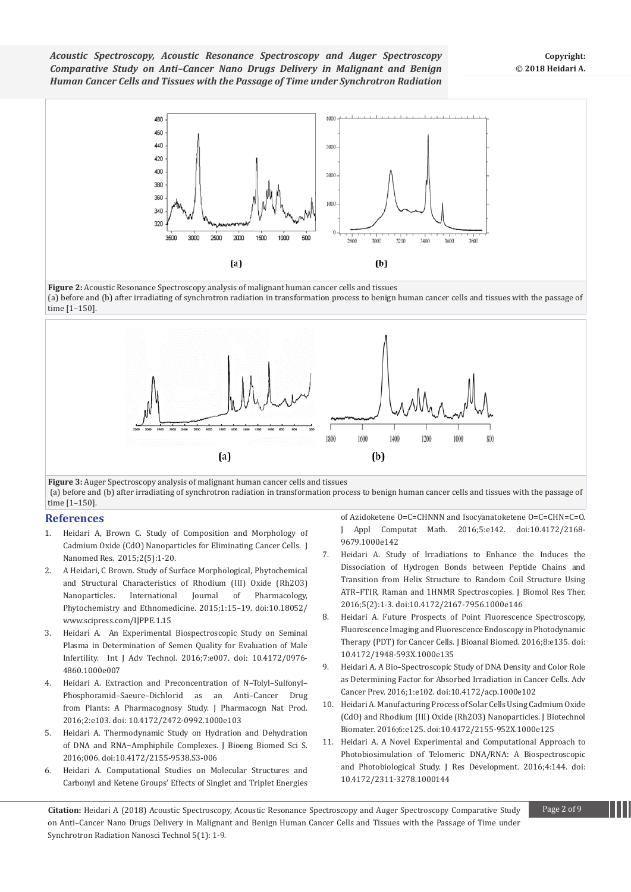**Figure 2:** Acoustic Resonance Spectroscopy analysis of malignant human cancer cells and tissues
(a) before and (b) after irradiating of synchrotron radiation in transformation process to benign human cancer cells and tissues with the passage of time [1–150].

**Figure 3:** Auger Spectroscopy analysis of malignant human cancer cells and tissues
(a) before and (b) after irradiating of synchrotron radiation in transformation process to benign human cancer cells and tissues with the passage of time [1–150].

## References

1. Heidari A, Brown C. Study of Composition and Morphology of Cadmium Oxide (CdO) Nanoparticles for Eliminating Cancer Cells. J Nanomed Res. 2015;2(5):1-20.
2. A Heidari, C Brown. Study of Surface Morphological, Phytochemical and Structural Characteristics of Rhodium (III) Oxide (Rh2O3) Nanoparticles. International Journal of Pharmacology, Phytochemistry and Ethnomedicine. 2015;1:15–19. doi:10.18052/www.scipress.com/IJPPE.1.15
3. Heidari A. An Experimental Biospectroscopic Study on Seminal Plasma in Determination of Semen Quality for Evaluation of Male Infertility. Int J Adv Technol. 2016;7:e007. doi: 10.4172/0976-4860.1000e007
4. Heidari A. Extraction and Preconcentration of N–Tolyl–Sulfonyl–Phosphoramid–Saeure–Dichlorid as an Anti–Cancer Drug from Plants: A Pharmacognosy Study. J Pharmacogn Nat Prod. 2016;2:e103. doi: 10.4172/2472-0992.1000e103
5. Heidari A. Thermodynamic Study on Hydration and Dehydration of DNA and RNA–Amphiphile Complexes. J Bioeng Biomed Sci S. 2016;006. doi:10.4172/2155-9538.S3-006
6. Heidari A. Computational Studies on Molecular Structures and Carbonyl and Ketene Groups' Effects of Singlet and Triplet Energies of Azidoketene O=C=CHNNN and Isocyanatoketene O=C=CHN=C=O. J Appl Computat Math. 2016;5:e142. doi:10.4172/2168-9679.1000e142
7. Heidari A. Study of Irradiations to Enhance the Induces the Dissociation of Hydrogen Bonds between Peptide Chains and Transition from Helix Structure to Random Coil Structure Using ATR–FTIR, Raman and 1HNMR Spectroscopies. J Biomol Res Ther. 2016;5(2):1-3. doi:10.4172/2167-7956.1000e146
8. Heidari A. Future Prospects of Point Fluorescence Spectroscopy, Fluorescence Imaging and Fluorescence Endoscopy in Photodynamic Therapy (PDT) for Cancer Cells. J Bioanal Biomed. 2016;8:e135. doi: 10.4172/1948-593X.1000e135
9. Heidari A. A Bio–Spectroscopic Study of DNA Density and Color Role as Determining Factor for Absorbed Irradiation in Cancer Cells. Adv Cancer Prev. 2016;1:e102. doi:10.4172/acp.1000e102
10. Heidari A. Manufacturing Process of Solar Cells Using Cadmium Oxide (CdO) and Rhodium (III) Oxide (Rh2O3) Nanoparticles. J Biotechnol Biomater. 2016;6:e125. doi:10.4172/2155-952X.1000e125
11. Heidari A. A Novel Experimental and Computational Approach to Photobiosimulation of Telomeric DNA/RNA: A Biospectroscopic and Photobiological Study. J Res Development. 2016;4:144. doi: 10.4172/2311-3278.1000144

**Citation:** Heidari A (2018) Acoustic Spectroscopy, Acoustic Resonance Spectroscopy and Auger Spectroscopy Comparative Study on Anti–Cancer Nano Drugs Delivery in Malignant and Benign Human Cancer Cells and Tissues with the Passage of Time under Synchrotron Radiation Nanosci Technol 5(1): 1-9.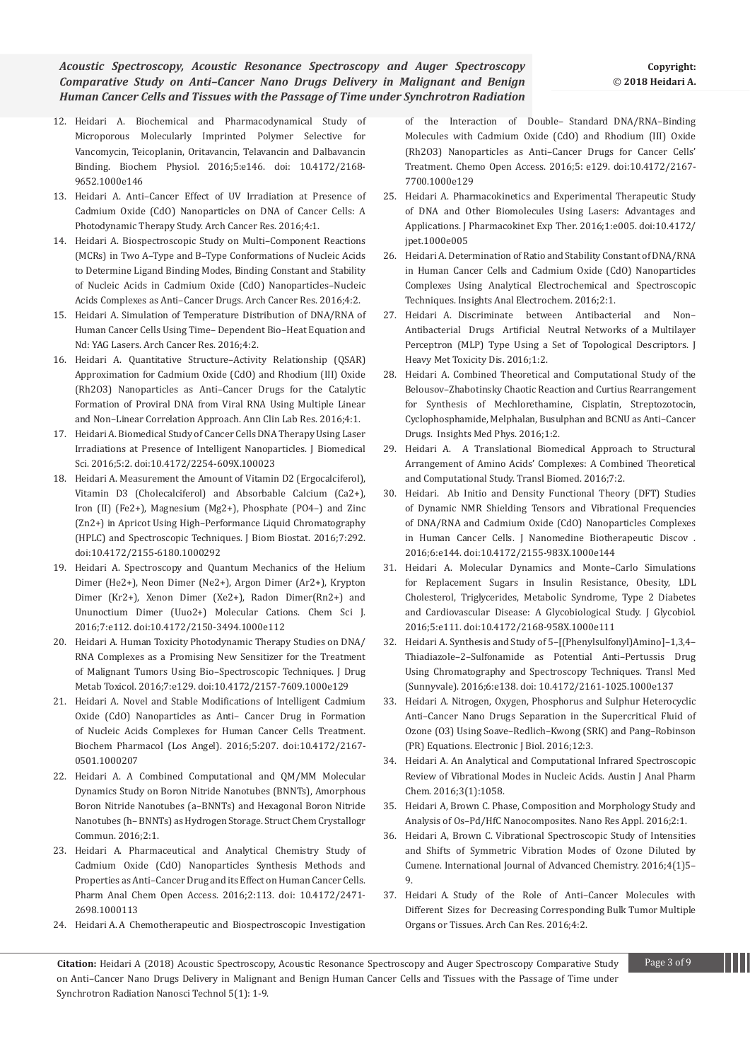12. Heidari A. Biochemical and Pharmacodynamical Study of Microporous Molecularly Imprinted Polymer Selective for Vancomycin, Teicoplanin, Oritavancin, Telavancin and Dalbavancin Binding. Biochem Physiol. 2016;5:e146. doi: 10.4172/2168-9652.1000e146
13. Heidari A. Anti–Cancer Effect of UV Irradiation at Presence of Cadmium Oxide (CdO) Nanoparticles on DNA of Cancer Cells: A Photodynamic Therapy Study. Arch Cancer Res. 2016;4:1.
14. Heidari A. Biospectroscopic Study on Multi–Component Reactions (MCRs) in Two A–Type and B–Type Conformations of Nucleic Acids to Determine Ligand Binding Modes, Binding Constant and Stability of Nucleic Acids in Cadmium Oxide (CdO) Nanoparticles–Nucleic Acids Complexes as Anti–Cancer Drugs. Arch Cancer Res. 2016;4:2.
15. Heidari A. Simulation of Temperature Distribution of DNA/RNA of Human Cancer Cells Using Time– Dependent Bio–Heat Equation and Nd: YAG Lasers. Arch Cancer Res. 2016;4:2.
16. Heidari A. Quantitative Structure–Activity Relationship (QSAR) Approximation for Cadmium Oxide (CdO) and Rhodium (III) Oxide (Rh2O3) Nanoparticles as Anti–Cancer Drugs for the Catalytic Formation of Proviral DNA from Viral RNA Using Multiple Linear and Non–Linear Correlation Approach. Ann Clin Lab Res. 2016;4:1.
17. Heidari A. Biomedical Study of Cancer Cells DNA Therapy Using Laser Irradiations at Presence of Intelligent Nanoparticles. J Biomedical Sci. 2016;5:2. doi:10.4172/2254-609X.100023
18. Heidari A. Measurement the Amount of Vitamin D2 (Ergocalciferol), Vitamin D3 (Cholecalciferol) and Absorbable Calcium (Ca2+), Iron (II) (Fe2+), Magnesium (Mg2+), Phosphate (PO4–) and Zinc (Zn2+) in Apricot Using High–Performance Liquid Chromatography (HPLC) and Spectroscopic Techniques. J Biom Biostat. 2016;7:292. doi:10.4172/2155-6180.1000292
19. Heidari A. Spectroscopy and Quantum Mechanics of the Helium Dimer (He2+), Neon Dimer (Ne2+), Argon Dimer (Ar2+), Krypton Dimer (Kr2+), Xenon Dimer (Xe2+), Radon Dimer(Rn2+) and Ununoctium Dimer (Uuo2+) Molecular Cations. Chem Sci J. 2016;7:e112. doi:10.4172/2150-3494.1000e112
20. Heidari A. Human Toxicity Photodynamic Therapy Studies on DNA/RNA Complexes as a Promising New Sensitizer for the Treatment of Malignant Tumors Using Bio–Spectroscopic Techniques. J Drug Metab Toxicol. 2016;7:e129. doi:10.4172/2157-7609.1000e129
21. Heidari A. Novel and Stable Modifications of Intelligent Cadmium Oxide (CdO) Nanoparticles as Anti– Cancer Drug in Formation of Nucleic Acids Complexes for Human Cancer Cells Treatment. Biochem Pharmacol (Los Angel). 2016;5:207. doi:10.4172/2167-0501.1000207
22. Heidari A. A Combined Computational and QM/MM Molecular Dynamics Study on Boron Nitride Nanotubes (BNNTs), Amorphous Boron Nitride Nanotubes (a–BNNTs) and Hexagonal Boron Nitride Nanotubes (h– BNNTs) as Hydrogen Storage. Struct Chem Crystallogr Commun. 2016;2:1.
23. Heidari A. Pharmaceutical and Analytical Chemistry Study of Cadmium Oxide (CdO) Nanoparticles Synthesis Methods and Properties as Anti–Cancer Drug and its Effect on Human Cancer Cells. Pharm Anal Chem Open Access. 2016;2:113. doi: 10.4172/2471-2698.1000113
24. Heidari A. A Chemotherapeutic and Biospectroscopic Investigation of the Interaction of Double– Standard DNA/RNA–Binding Molecules with Cadmium Oxide (CdO) and Rhodium (III) Oxide (Rh2O3) Nanoparticles as Anti–Cancer Drugs for Cancer Cells' Treatment. Chemo Open Access. 2016;5: e129. doi:10.4172/2167-7700.1000e129
25. Heidari A. Pharmacokinetics and Experimental Therapeutic Study of DNA and Other Biomolecules Using Lasers: Advantages and Applications. J Pharmacokinet Exp Ther. 2016;1:e005. doi:10.4172/jpet.1000e005
26. Heidari A. Determination of Ratio and Stability Constant of DNA/RNA in Human Cancer Cells and Cadmium Oxide (CdO) Nanoparticles Complexes Using Analytical Electrochemical and Spectroscopic Techniques. Insights Anal Electrochem. 2016;2:1.
27. Heidari A. Discriminate between Antibacterial and Non–Antibacterial Drugs Artificial Neutral Networks of a Multilayer Perceptron (MLP) Type Using a Set of Topological Descriptors. J Heavy Met Toxicity Dis. 2016;1:2.
28. Heidari A. Combined Theoretical and Computational Study of the Belousov–Zhabotinsky Chaotic Reaction and Curtius Rearrangement for Synthesis of Mechlorethamine, Cisplatin, Streptozotocin, Cyclophosphamide, Melphalan, Busulphan and BCNU as Anti–Cancer Drugs. Insights Med Phys. 2016;1:2.
29. Heidari A. A Translational Biomedical Approach to Structural Arrangement of Amino Acids' Complexes: A Combined Theoretical and Computational Study. Transl Biomed. 2016;7:2.
30. Heidari. Ab Initio and Density Functional Theory (DFT) Studies of Dynamic NMR Shielding Tensors and Vibrational Frequencies of DNA/RNA and Cadmium Oxide (CdO) Nanoparticles Complexes in Human Cancer Cells. J Nanomedine Biotherapeutic Discov . 2016;6:e144. doi:10.4172/2155-983X.1000e144
31. Heidari A. Molecular Dynamics and Monte–Carlo Simulations for Replacement Sugars in Insulin Resistance, Obesity, LDL Cholesterol, Triglycerides, Metabolic Syndrome, Type 2 Diabetes and Cardiovascular Disease: A Glycobiological Study. J Glycobiol. 2016;5:e111. doi:10.4172/2168-958X.1000e111
32. Heidari A. Synthesis and Study of 5–[(Phenylsulfonyl)Amino]–1,3,4–Thiadiazole–2–Sulfonamide as Potential Anti–Pertussis Drug Using Chromatography and Spectroscopy Techniques. Transl Med (Sunnyvale). 2016;6:e138. doi: 10.4172/2161-1025.1000e137
33. Heidari A. Nitrogen, Oxygen, Phosphorus and Sulphur Heterocyclic Anti–Cancer Nano Drugs Separation in the Supercritical Fluid of Ozone (O3) Using Soave–Redlich–Kwong (SRK) and Pang–Robinson (PR) Equations. Electronic J Biol. 2016;12:3.
34. Heidari A. An Analytical and Computational Infrared Spectroscopic Review of Vibrational Modes in Nucleic Acids. Austin J Anal Pharm Chem. 2016;3(1):1058.
35. Heidari A, Brown C. Phase, Composition and Morphology Study and Analysis of Os–Pd/HfC Nanocomposites. Nano Res Appl. 2016;2:1.
36. Heidari A, Brown C. Vibrational Spectroscopic Study of Intensities and Shifts of Symmetric Vibration Modes of Ozone Diluted by Cumene. International Journal of Advanced Chemistry. 2016;4(1)5–9.
37. Heidari A. Study of the Role of Anti–Cancer Molecules with Different Sizes for Decreasing Corresponding Bulk Tumor Multiple Organs or Tissues. Arch Can Res. 2016;4:2.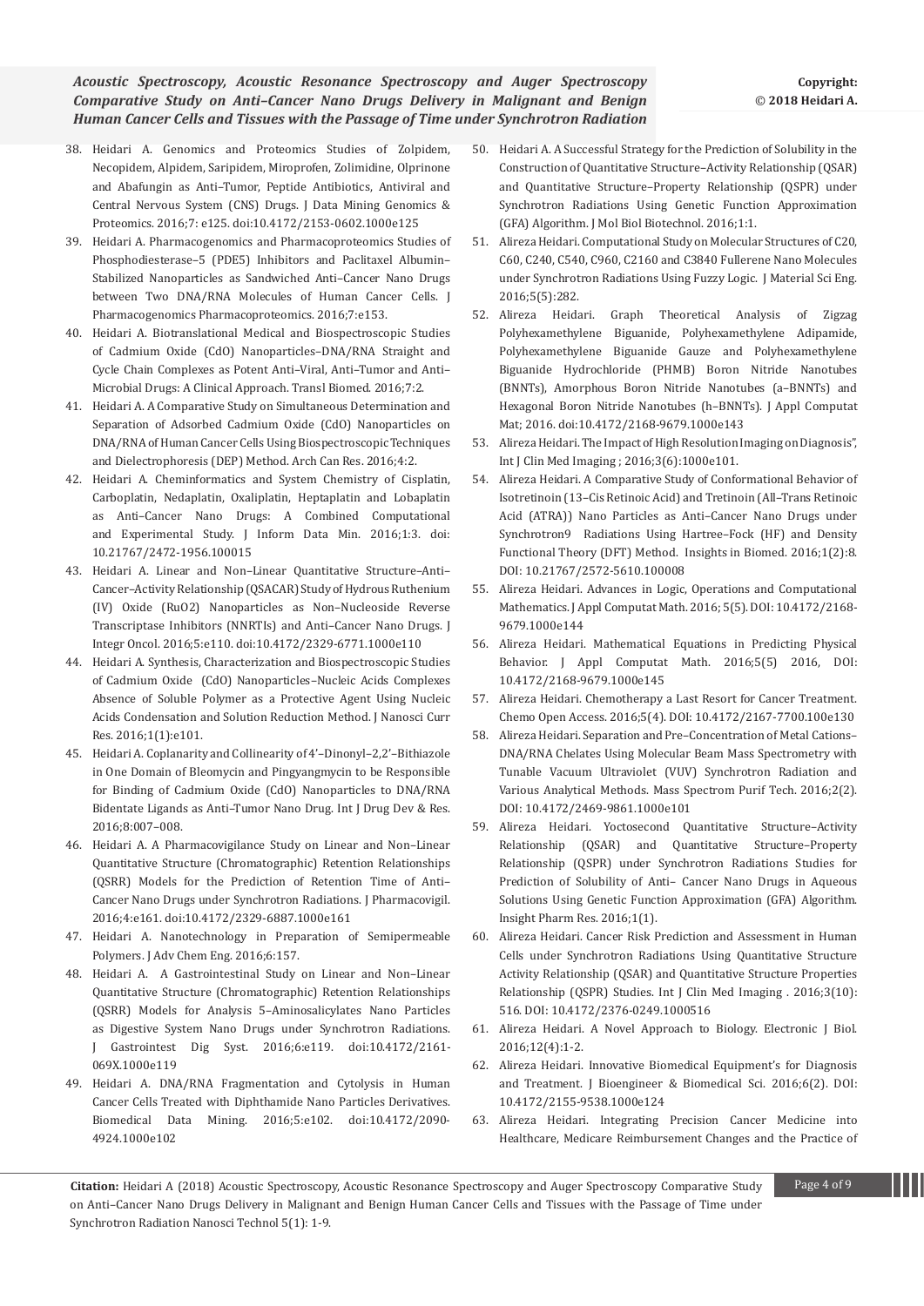38. Heidari A. Genomics and Proteomics Studies of Zolpidem, Necopidem, Alpidem, Saripidem, Miroprofen, Zolimidine, Olprinone and Abafungin as Anti–Tumor, Peptide Antibiotics, Antiviral and Central Nervous System (CNS) Drugs. J Data Mining Genomics & Proteomics. 2016;7: e125. doi:10.4172/2153-0602.1000e125
39. Heidari A. Pharmacogenomics and Pharmacoproteomics Studies of Phosphodiesterase–5 (PDE5) Inhibitors and Paclitaxel Albumin–Stabilized Nanoparticles as Sandwiched Anti–Cancer Nano Drugs between Two DNA/RNA Molecules of Human Cancer Cells. J Pharmacogenomics Pharmacoproteomics. 2016;7:e153.
40. Heidari A. Biotranslational Medical and Biospectroscopic Studies of Cadmium Oxide (CdO) Nanoparticles–DNA/RNA Straight and Cycle Chain Complexes as Potent Anti–Viral, Anti–Tumor and Anti–Microbial Drugs: A Clinical Approach. Transl Biomed. 2016;7:2.
41. Heidari A. A Comparative Study on Simultaneous Determination and Separation of Adsorbed Cadmium Oxide (CdO) Nanoparticles on DNA/RNA of Human Cancer Cells Using Biospectroscopic Techniques and Dielectrophoresis (DEP) Method. Arch Can Res. 2016;4:2.
42. Heidari A. Cheminformatics and System Chemistry of Cisplatin, Carboplatin, Nedaplatin, Oxaliplatin, Heptaplatin and Lobaplatin as Anti–Cancer Nano Drugs: A Combined Computational and Experimental Study. J Inform Data Min. 2016;1:3. doi: 10.21767/2472-1956.100015
43. Heidari A. Linear and Non–Linear Quantitative Structure–Anti–Cancer–Activity Relationship (QSACAR) Study of Hydrous Ruthenium (IV) Oxide (RuO2) Nanoparticles as Non–Nucleoside Reverse Transcriptase Inhibitors (NNRTIs) and Anti–Cancer Nano Drugs. J Integr Oncol. 2016;5:e110. doi:10.4172/2329-6771.1000e110
44. Heidari A. Synthesis, Characterization and Biospectroscopic Studies of Cadmium Oxide (CdO) Nanoparticles–Nucleic Acids Complexes Absence of Soluble Polymer as a Protective Agent Using Nucleic Acids Condensation and Solution Reduction Method. J Nanosci Curr Res. 2016;1(1):e101.
45. Heidari A. Coplanarity and Collinearity of 4'–Dinonyl–2,2'–Bithiazole in One Domain of Bleomycin and Pingyangmycin to be Responsible for Binding of Cadmium Oxide (CdO) Nanoparticles to DNA/RNA Bidentate Ligands as Anti–Tumor Nano Drug. Int J Drug Dev & Res. 2016;8:007–008.
46. Heidari A. A Pharmacovigilance Study on Linear and Non–Linear Quantitative Structure (Chromatographic) Retention Relationships (QSRR) Models for the Prediction of Retention Time of Anti–Cancer Nano Drugs under Synchrotron Radiations. J Pharmacovigil. 2016;4:e161. doi:10.4172/2329-6887.1000e161
47. Heidari A. Nanotechnology in Preparation of Semipermeable Polymers. J Adv Chem Eng. 2016;6:157.
48. Heidari A. A Gastrointestinal Study on Linear and Non–Linear Quantitative Structure (Chromatographic) Retention Relationships (QSRR) Models for Analysis 5–Aminosalicylates Nano Particles as Digestive System Nano Drugs under Synchrotron Radiations. J Gastrointest Dig Syst. 2016;6:e119. doi:10.4172/2161-069X.1000e119
49. Heidari A. DNA/RNA Fragmentation and Cytolysis in Human Cancer Cells Treated with Diphthamide Nano Particles Derivatives. Biomedical Data Mining. 2016;5:e102. doi:10.4172/2090-4924.1000e102
50. Heidari A. A Successful Strategy for the Prediction of Solubility in the Construction of Quantitative Structure–Activity Relationship (QSAR) and Quantitative Structure–Property Relationship (QSPR) under Synchrotron Radiations Using Genetic Function Approximation (GFA) Algorithm. J Mol Biol Biotechnol. 2016;1:1.
51. Alireza Heidari. Computational Study on Molecular Structures of C20, C60, C240, C540, C960, C2160 and C3840 Fullerene Nano Molecules under Synchrotron Radiations Using Fuzzy Logic. J Material Sci Eng. 2016;5(5):282.
52. Alireza Heidari. Graph Theoretical Analysis of Zigzag Polyhexamethylene Biguanide, Polyhexamethylene Adipamide, Polyhexamethylene Biguanide Gauze and Polyhexamethylene Biguanide Hydrochloride (PHMB) Boron Nitride Nanotubes (BNNTs), Amorphous Boron Nitride Nanotubes (a–BNNTs) and Hexagonal Boron Nitride Nanotubes (h–BNNTs). J Appl Computat Mat; 2016. doi:10.4172/2168-9679.1000e143
53. Alireza Heidari. The Impact of High Resolution Imaging on Diagnosis", Int J Clin Med Imaging ; 2016;3(6):1000e101.
54. Alireza Heidari. A Comparative Study of Conformational Behavior of Isotretinoin (13–Cis Retinoic Acid) and Tretinoin (All–Trans Retinoic Acid (ATRA)) Nano Particles as Anti–Cancer Nano Drugs under Synchrotron9 Radiations Using Hartree–Fock (HF) and Density Functional Theory (DFT) Method. Insights in Biomed. 2016;1(2):8. DOI: 10.21767/2572-5610.100008
55. Alireza Heidari. Advances in Logic, Operations and Computational Mathematics. J Appl Computat Math. 2016; 5(5). DOI: 10.4172/2168-9679.1000e144
56. Alireza Heidari. Mathematical Equations in Predicting Physical Behavior. J Appl Computat Math. 2016;5(5) 2016, DOI: 10.4172/2168-9679.1000e145
57. Alireza Heidari. Chemotherapy a Last Resort for Cancer Treatment. Chemo Open Access. 2016;5(4). DOI: 10.4172/2167-7700.100e130
58. Alireza Heidari. Separation and Pre–Concentration of Metal Cations–DNA/RNA Chelates Using Molecular Beam Mass Spectrometry with Tunable Vacuum Ultraviolet (VUV) Synchrotron Radiation and Various Analytical Methods. Mass Spectrom Purif Tech. 2016;2(2). DOI: 10.4172/2469-9861.1000e101
59. Alireza Heidari. Yoctosecond Quantitative Structure–Activity Relationship (QSAR) and Quantitative Structure–Property Relationship (QSPR) under Synchrotron Radiations Studies for Prediction of Solubility of Anti– Cancer Nano Drugs in Aqueous Solutions Using Genetic Function Approximation (GFA) Algorithm. Insight Pharm Res. 2016;1(1).
60. Alireza Heidari. Cancer Risk Prediction and Assessment in Human Cells under Synchrotron Radiations Using Quantitative Structure Activity Relationship (QSAR) and Quantitative Structure Properties Relationship (QSPR) Studies. Int J Clin Med Imaging . 2016;3(10): 516. DOI: 10.4172/2376-0249.1000516
61. Alireza Heidari. A Novel Approach to Biology. Electronic J Biol. 2016;12(4):1-2.
62. Alireza Heidari. Innovative Biomedical Equipment's for Diagnosis and Treatment. J Bioengineer & Biomedical Sci. 2016;6(2). DOI: 10.4172/2155-9538.1000e124
63. Alireza Heidari. Integrating Precision Cancer Medicine into Healthcare, Medicare Reimbursement Changes and the Practice of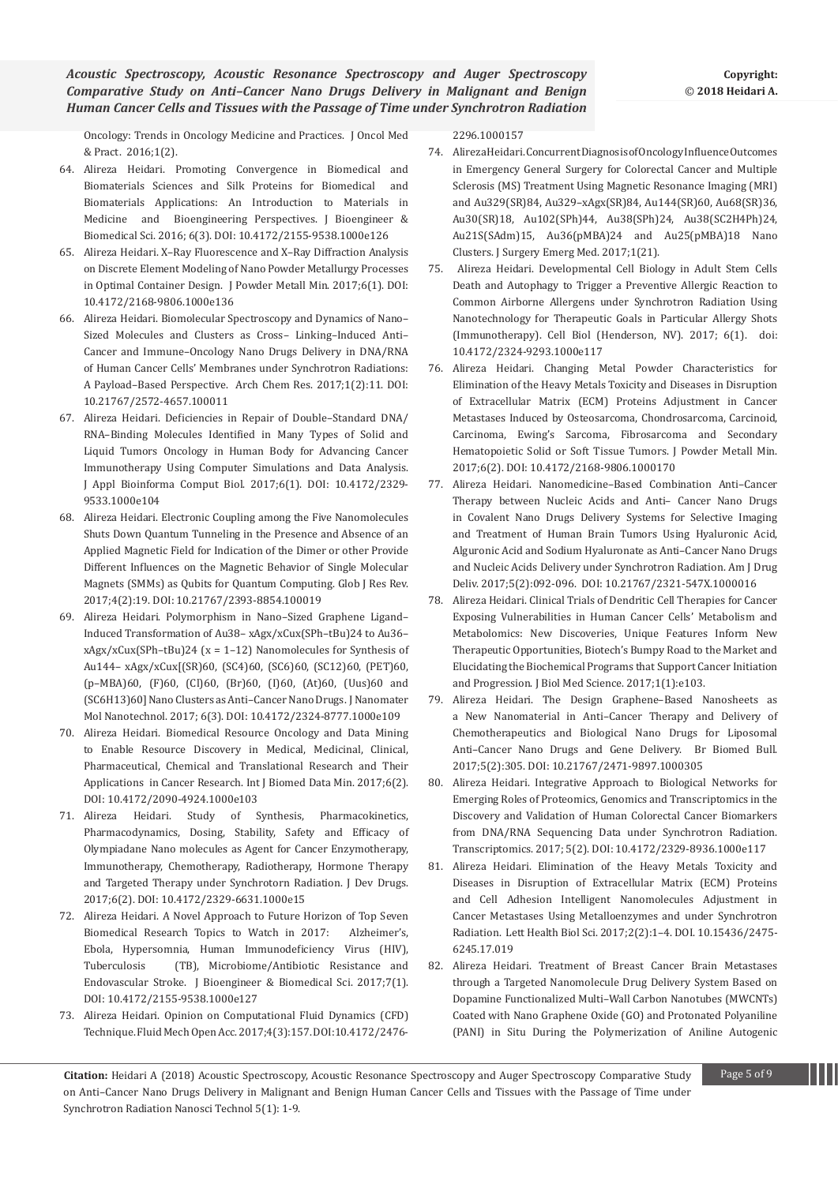Oncology: Trends in Oncology Medicine and Practices. J Oncol Med & Pract. 2016;1(2).

64. Alireza Heidari. Promoting Convergence in Biomedical and Biomaterials Sciences and Silk Proteins for Biomedical and Biomaterials Applications: An Introduction to Materials in Medicine and Bioengineering Perspectives. J Bioengineer & Biomedical Sci. 2016; 6(3). DOI: 10.4172/2155-9538.1000e126

65. Alireza Heidari. X–Ray Fluorescence and X–Ray Diffraction Analysis on Discrete Element Modeling of Nano Powder Metallurgy Processes in Optimal Container Design. J Powder Metall Min. 2017;6(1). DOI: 10.4172/2168-9806.1000e136

66. Alireza Heidari. Biomolecular Spectroscopy and Dynamics of Nano–Sized Molecules and Clusters as Cross– Linking–Induced Anti–Cancer and Immune–Oncology Nano Drugs Delivery in DNA/RNA of Human Cancer Cells' Membranes under Synchrotron Radiations: A Payload–Based Perspective. Arch Chem Res. 2017;1(2):11. DOI: 10.21767/2572-4657.100011

67. Alireza Heidari. Deficiencies in Repair of Double–Standard DNA/ RNA–Binding Molecules Identified in Many Types of Solid and Liquid Tumors Oncology in Human Body for Advancing Cancer Immunotherapy Using Computer Simulations and Data Analysis. J Appl Bioinforma Comput Biol. 2017;6(1). DOI: 10.4172/2329-9533.1000e104

68. Alireza Heidari. Electronic Coupling among the Five Nanomolecules Shuts Down Quantum Tunneling in the Presence and Absence of an Applied Magnetic Field for Indication of the Dimer or other Provide Different Influences on the Magnetic Behavior of Single Molecular Magnets (SMMs) as Qubits for Quantum Computing. Glob J Res Rev. 2017;4(2):19. DOI: 10.21767/2393-8854.100019

69. Alireza Heidari. Polymorphism in Nano–Sized Graphene Ligand–Induced Transformation of Au38– xAgx/xCux(SPh–tBu)24 to Au36–xAgx/xCux(SPh–tBu)24 (x = 1–12) Nanomolecules for Synthesis of Au144– xAgx/xCux[(SR)60, (SC4)60, (SC6)60, (SC12)60, (PET)60, (p–MBA)60, (F)60, (Cl)60, (Br)60, (I)60, (At)60, (Uus)60 and (SC6H13)60] Nano Clusters as Anti–Cancer Nano Drugs. J Nanomater Mol Nanotechnol. 2017; 6(3). DOI: 10.4172/2324-8777.1000e109

70. Alireza Heidari. Biomedical Resource Oncology and Data Mining to Enable Resource Discovery in Medical, Medicinal, Clinical, Pharmaceutical, Chemical and Translational Research and Their Applications in Cancer Research. Int J Biomed Data Min. 2017;6(2). DOI: 10.4172/2090-4924.1000e103

71. Alireza Heidari. Study of Synthesis, Pharmacokinetics, Pharmacodynamics, Dosing, Stability, Safety and Efficacy of Olympiadane Nano molecules as Agent for Cancer Enzymotherapy, Immunotherapy, Chemotherapy, Radiotherapy, Hormone Therapy and Targeted Therapy under Synchrotorn Radiation. J Dev Drugs. 2017;6(2). DOI: 10.4172/2329-6631.1000e15

72. Alireza Heidari. A Novel Approach to Future Horizon of Top Seven Biomedical Research Topics to Watch in 2017: Alzheimer's, Ebola, Hypersomnia, Human Immunodeficiency Virus (HIV), Tuberculosis (TB), Microbiome/Antibiotic Resistance and Endovascular Stroke. J Bioengineer & Biomedical Sci. 2017;7(1). DOI: 10.4172/2155-9538.1000e127

73. Alireza Heidari. Opinion on Computational Fluid Dynamics (CFD) Technique. Fluid Mech Open Acc. 2017;4(3):157. DOI:10.4172/2476-2296.1000157

74. AlirezaHeidari. Concurrent Diagnosis of Oncology Influence Outcomes in Emergency General Surgery for Colorectal Cancer and Multiple Sclerosis (MS) Treatment Using Magnetic Resonance Imaging (MRI) and Au329(SR)84, Au329–xAgx(SR)84, Au144(SR)60, Au68(SR)36, Au30(SR)18, Au102(SPh)44, Au38(SPh)24, Au38(SC2H4Ph)24, Au21S(SAdm)15, Au36(pMBA)24 and Au25(pMBA)18 Nano Clusters. J Surgery Emerg Med. 2017;1(21).

75. Alireza Heidari. Developmental Cell Biology in Adult Stem Cells Death and Autophagy to Trigger a Preventive Allergic Reaction to Common Airborne Allergens under Synchrotron Radiation Using Nanotechnology for Therapeutic Goals in Particular Allergy Shots (Immunotherapy). Cell Biol (Henderson, NV). 2017; 6(1). doi: 10.4172/2324-9293.1000e117

76. Alireza Heidari. Changing Metal Powder Characteristics for Elimination of the Heavy Metals Toxicity and Diseases in Disruption of Extracellular Matrix (ECM) Proteins Adjustment in Cancer Metastases Induced by Osteosarcoma, Chondrosarcoma, Carcinoid, Carcinoma, Ewing's Sarcoma, Fibrosarcoma and Secondary Hematopoietic Solid or Soft Tissue Tumors. J Powder Metall Min. 2017;6(2). DOI: 10.4172/2168-9806.1000170

77. Alireza Heidari. Nanomedicine–Based Combination Anti–Cancer Therapy between Nucleic Acids and Anti– Cancer Nano Drugs in Covalent Nano Drugs Delivery Systems for Selective Imaging and Treatment of Human Brain Tumors Using Hyaluronic Acid, Alguronic Acid and Sodium Hyaluronate as Anti–Cancer Nano Drugs and Nucleic Acids Delivery under Synchrotron Radiation. Am J Drug Deliv. 2017;5(2):092-096. DOI: 10.21767/2321-547X.1000016

78. Alireza Heidari. Clinical Trials of Dendritic Cell Therapies for Cancer Exposing Vulnerabilities in Human Cancer Cells' Metabolism and Metabolomics: New Discoveries, Unique Features Inform New Therapeutic Opportunities, Biotech's Bumpy Road to the Market and Elucidating the Biochemical Programs that Support Cancer Initiation and Progression. J Biol Med Science. 2017;1(1):e103.

79. Alireza Heidari. The Design Graphene–Based Nanosheets as a New Nanomaterial in Anti–Cancer Therapy and Delivery of Chemotherapeutics and Biological Nano Drugs for Liposomal Anti–Cancer Nano Drugs and Gene Delivery. Br Biomed Bull. 2017;5(2):305. DOI: 10.21767/2471-9897.1000305

80. Alireza Heidari. Integrative Approach to Biological Networks for Emerging Roles of Proteomics, Genomics and Transcriptomics in the Discovery and Validation of Human Colorectal Cancer Biomarkers from DNA/RNA Sequencing Data under Synchrotron Radiation. Transcriptomics. 2017; 5(2). DOI: 10.4172/2329-8936.1000e117

81. Alireza Heidari. Elimination of the Heavy Metals Toxicity and Diseases in Disruption of Extracellular Matrix (ECM) Proteins and Cell Adhesion Intelligent Nanomolecules Adjustment in Cancer Metastases Using Metalloenzymes and under Synchrotron Radiation. Lett Health Biol Sci. 2017;2(2):1–4. DOI. 10.15436/2475-6245.17.019

82. Alireza Heidari. Treatment of Breast Cancer Brain Metastases through a Targeted Nanomolecule Drug Delivery System Based on Dopamine Functionalized Multi–Wall Carbon Nanotubes (MWCNTs) Coated with Nano Graphene Oxide (GO) and Protonated Polyaniline (PANI) in Situ During the Polymerization of Aniline Autogenic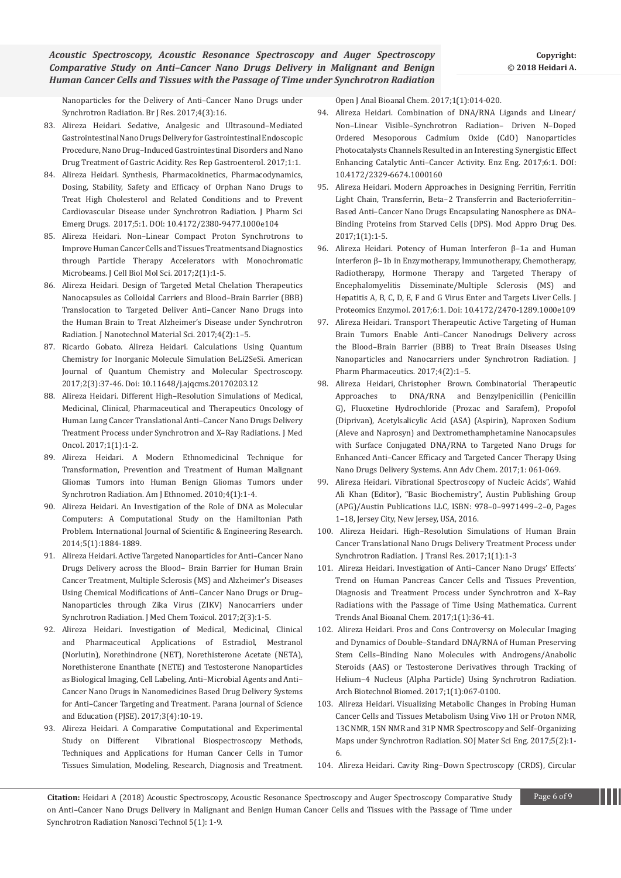Nanoparticles for the Delivery of Anti–Cancer Nano Drugs under Synchrotron Radiation. Br J Res. 2017;4(3):16.

83. Alireza Heidari. Sedative, Analgesic and Ultrasound–Mediated Gastrointestinal Nano Drugs Delivery for Gastrointestinal Endoscopic Procedure, Nano Drug–Induced Gastrointestinal Disorders and Nano Drug Treatment of Gastric Acidity. Res Rep Gastroenterol. 2017;1:1.
84. Alireza Heidari. Synthesis, Pharmacokinetics, Pharmacodynamics, Dosing, Stability, Safety and Efficacy of Orphan Nano Drugs to Treat High Cholesterol and Related Conditions and to Prevent Cardiovascular Disease under Synchrotron Radiation. J Pharm Sci Emerg Drugs. 2017;5:1. DOI: 10.4172/2380-9477.1000e104
85. Alireza Heidari. Non–Linear Compact Proton Synchrotrons to Improve Human Cancer Cells and Tissues Treatments and Diagnostics through Particle Therapy Accelerators with Monochromatic Microbeams. J Cell Biol Mol Sci. 2017;2(1):1-5.
86. Alireza Heidari. Design of Targeted Metal Chelation Therapeutics Nanocapsules as Colloidal Carriers and Blood–Brain Barrier (BBB) Translocation to Targeted Deliver Anti–Cancer Nano Drugs into the Human Brain to Treat Alzheimer's Disease under Synchrotron Radiation. J Nanotechnol Material Sci. 2017;4(2):1–5.
87. Ricardo Gobato. Alireza Heidari. Calculations Using Quantum Chemistry for Inorganic Molecule Simulation BeLi2SeSi. American Journal of Quantum Chemistry and Molecular Spectroscopy. 2017;2(3):37-46. Doi: 10.11648/j.ajqcms.20170203.12
88. Alireza Heidari. Different High–Resolution Simulations of Medical, Medicinal, Clinical, Pharmaceutical and Therapeutics Oncology of Human Lung Cancer Translational Anti–Cancer Nano Drugs Delivery Treatment Process under Synchrotron and X–Ray Radiations. J Med Oncol. 2017;1(1):1-2.
89. Alireza Heidari. A Modern Ethnomedicinal Technique for Transformation, Prevention and Treatment of Human Malignant Gliomas Tumors into Human Benign Gliomas Tumors under Synchrotron Radiation. Am J Ethnomed. 2010;4(1):1-4.
90. Alireza Heidari. An Investigation of the Role of DNA as Molecular Computers: A Computational Study on the Hamiltonian Path Problem. International Journal of Scientific & Engineering Research. 2014;5(1):1884-1889.
91. Alireza Heidari. Active Targeted Nanoparticles for Anti–Cancer Nano Drugs Delivery across the Blood– Brain Barrier for Human Brain Cancer Treatment, Multiple Sclerosis (MS) and Alzheimer's Diseases Using Chemical Modifications of Anti–Cancer Nano Drugs or Drug–Nanoparticles through Zika Virus (ZIKV) Nanocarriers under Synchrotron Radiation. J Med Chem Toxicol. 2017;2(3):1-5.
92. Alireza Heidari. Investigation of Medical, Medicinal, Clinical and Pharmaceutical Applications of Estradiol, Mestranol (Norlutin), Norethindrone (NET), Norethisterone Acetate (NETA), Norethisterone Enanthate (NETE) and Testosterone Nanoparticles as Biological Imaging, Cell Labeling, Anti–Microbial Agents and Anti–Cancer Nano Drugs in Nanomedicines Based Drug Delivery Systems for Anti–Cancer Targeting and Treatment. Parana Journal of Science and Education (PJSE). 2017;3(4):10-19.
93. Alireza Heidari. A Comparative Computational and Experimental Study on Different Vibrational Biospectroscopy Methods, Techniques and Applications for Human Cancer Cells in Tumor Tissues Simulation, Modeling, Research, Diagnosis and Treatment. Open J Anal Bioanal Chem. 2017;1(1):014-020.
94. Alireza Heidari. Combination of DNA/RNA Ligands and Linear/Non–Linear Visible–Synchrotron Radiation– Driven N–Doped Ordered Mesoporous Cadmium Oxide (CdO) Nanoparticles Photocatalysts Channels Resulted in an Interesting Synergistic Effect Enhancing Catalytic Anti–Cancer Activity. Enz Eng. 2017;6:1. DOI: 10.4172/2329-6674.1000160
95. Alireza Heidari. Modern Approaches in Designing Ferritin, Ferritin Light Chain, Transferrin, Beta–2 Transferrin and Bacterioferritin–Based Anti–Cancer Nano Drugs Encapsulating Nanosphere as DNA–Binding Proteins from Starved Cells (DPS). Mod Appro Drug Des. 2017;1(1):1-5.
96. Alireza Heidari. Potency of Human Interferon β–1a and Human Interferon β–1b in Enzymotherapy, Immunotherapy, Chemotherapy, Radiotherapy, Hormone Therapy and Targeted Therapy of Encephalomyelitis Disseminate/Multiple Sclerosis (MS) and Hepatitis A, B, C, D, E, F and G Virus Enter and Targets Liver Cells. J Proteomics Enzymol. 2017;6:1. Doi: 10.4172/2470-1289.1000e109
97. Alireza Heidari. Transport Therapeutic Active Targeting of Human Brain Tumors Enable Anti–Cancer Nanodrugs Delivery across the Blood–Brain Barrier (BBB) to Treat Brain Diseases Using Nanoparticles and Nanocarriers under Synchrotron Radiation. J Pharm Pharmaceutics. 2017;4(2):1–5.
98. Alireza Heidari, Christopher Brown. Combinatorial Therapeutic Approaches to DNA/RNA and Benzylpenicillin (Penicillin G), Fluoxetine Hydrochloride (Prozac and Sarafem), Propofol (Diprivan), Acetylsalicylic Acid (ASA) (Aspirin), Naproxen Sodium (Aleve and Naprosyn) and Dextromethamphetamine Nanocapsules with Surface Conjugated DNA/RNA to Targeted Nano Drugs for Enhanced Anti–Cancer Efficacy and Targeted Cancer Therapy Using Nano Drugs Delivery Systems. Ann Adv Chem. 2017;1: 061-069.
99. Alireza Heidari. Vibrational Spectroscopy of Nucleic Acids", Wahid Ali Khan (Editor), "Basic Biochemistry", Austin Publishing Group (APG)/Austin Publications LLC, ISBN: 978–0–9971499–2–0, Pages 1–18, Jersey City, New Jersey, USA, 2016.
100. Alireza Heidari. High–Resolution Simulations of Human Brain Cancer Translational Nano Drugs Delivery Treatment Process under Synchrotron Radiation. J Transl Res. 2017;1(1):1-3
101. Alireza Heidari. Investigation of Anti–Cancer Nano Drugs' Effects' Trend on Human Pancreas Cancer Cells and Tissues Prevention, Diagnosis and Treatment Process under Synchrotron and X–Ray Radiations with the Passage of Time Using Mathematica. Current Trends Anal Bioanal Chem. 2017;1(1):36-41.
102. Alireza Heidari. Pros and Cons Controversy on Molecular Imaging and Dynamics of Double–Standard DNA/RNA of Human Preserving Stem Cells–Binding Nano Molecules with Androgens/Anabolic Steroids (AAS) or Testosterone Derivatives through Tracking of Helium–4 Nucleus (Alpha Particle) Using Synchrotron Radiation. Arch Biotechnol Biomed. 2017;1(1):067-0100.
103. Alireza Heidari. Visualizing Metabolic Changes in Probing Human Cancer Cells and Tissues Metabolism Using Vivo 1H or Proton NMR, 13C NMR, 15N NMR and 31P NMR Spectroscopy and Self–Organizing Maps under Synchrotron Radiation. SOJ Mater Sci Eng. 2017;5(2):1-6.
104. Alireza Heidari. Cavity Ring–Down Spectroscopy (CRDS), Circular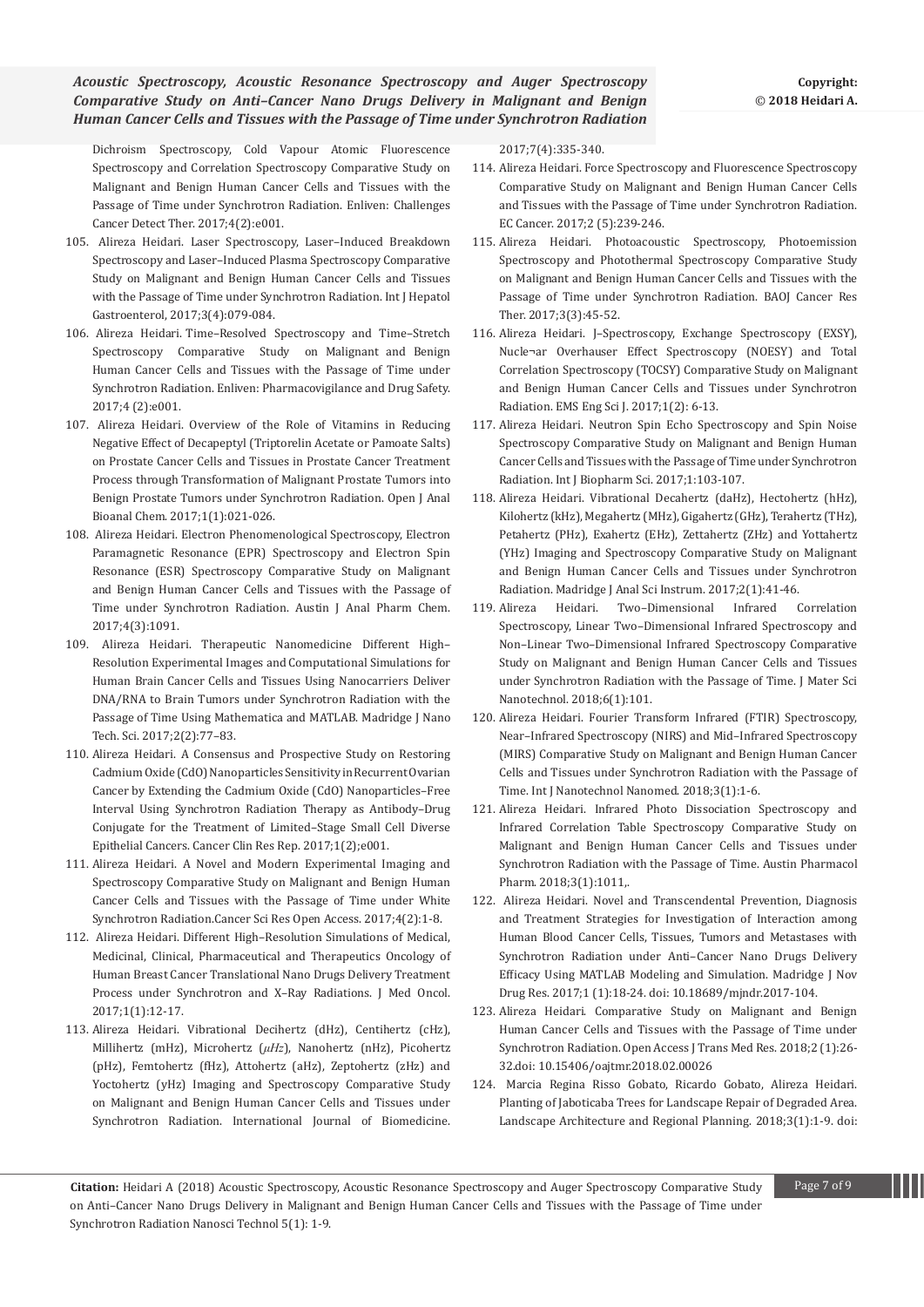Dichroism Spectroscopy, Cold Vapour Atomic Fluorescence Spectroscopy and Correlation Spectroscopy Comparative Study on Malignant and Benign Human Cancer Cells and Tissues with the Passage of Time under Synchrotron Radiation. Enliven: Challenges Cancer Detect Ther. 2017;4(2):e001.

105. Alireza Heidari. Laser Spectroscopy, Laser–Induced Breakdown Spectroscopy and Laser–Induced Plasma Spectroscopy Comparative Study on Malignant and Benign Human Cancer Cells and Tissues with the Passage of Time under Synchrotron Radiation. Int J Hepatol Gastroenterol, 2017;3(4):079-084.
106. Alireza Heidari. Time–Resolved Spectroscopy and Time–Stretch Spectroscopy Comparative Study on Malignant and Benign Human Cancer Cells and Tissues with the Passage of Time under Synchrotron Radiation. Enliven: Pharmacovigilance and Drug Safety. 2017;4 (2):e001.
107. Alireza Heidari. Overview of the Role of Vitamins in Reducing Negative Effect of Decapeptyl (Triptorelin Acetate or Pamoate Salts) on Prostate Cancer Cells and Tissues in Prostate Cancer Treatment Process through Transformation of Malignant Prostate Tumors into Benign Prostate Tumors under Synchrotron Radiation. Open J Anal Bioanal Chem. 2017;1(1):021-026.
108. Alireza Heidari. Electron Phenomenological Spectroscopy, Electron Paramagnetic Resonance (EPR) Spectroscopy and Electron Spin Resonance (ESR) Spectroscopy Comparative Study on Malignant and Benign Human Cancer Cells and Tissues with the Passage of Time under Synchrotron Radiation. Austin J Anal Pharm Chem. 2017;4(3):1091.
109. Alireza Heidari. Therapeutic Nanomedicine Different High–Resolution Experimental Images and Computational Simulations for Human Brain Cancer Cells and Tissues Using Nanocarriers Deliver DNA/RNA to Brain Tumors under Synchrotron Radiation with the Passage of Time Using Mathematica and MATLAB. Madridge J Nano Tech. Sci. 2017;2(2):77–83.
110. Alireza Heidari. A Consensus and Prospective Study on Restoring Cadmium Oxide (CdO) Nanoparticles Sensitivity in Recurrent Ovarian Cancer by Extending the Cadmium Oxide (CdO) Nanoparticles–Free Interval Using Synchrotron Radiation Therapy as Antibody–Drug Conjugate for the Treatment of Limited–Stage Small Cell Diverse Epithelial Cancers. Cancer Clin Res Rep. 2017;1(2);e001.
111. Alireza Heidari. A Novel and Modern Experimental Imaging and Spectroscopy Comparative Study on Malignant and Benign Human Cancer Cells and Tissues with the Passage of Time under White Synchrotron Radiation.Cancer Sci Res Open Access. 2017;4(2):1-8.
112. Alireza Heidari. Different High–Resolution Simulations of Medical, Medicinal, Clinical, Pharmaceutical and Therapeutics Oncology of Human Breast Cancer Translational Nano Drugs Delivery Treatment Process under Synchrotron and X–Ray Radiations. J Med Oncol. 2017;1(1):12-17.
113. Alireza Heidari. Vibrational Decihertz (dHz), Centihertz (cHz), Millihertz (mHz), Microhertz ($\mu Hz$), Nanohertz (nHz), Picohertz (pHz), Femtohertz (fHz), Attohertz (aHz), Zeptohertz (zHz) and Yoctohertz (yHz) Imaging and Spectroscopy Comparative Study on Malignant and Benign Human Cancer Cells and Tissues under Synchrotron Radiation. International Journal of Biomedicine. 2017;7(4):335-340.
114. Alireza Heidari. Force Spectroscopy and Fluorescence Spectroscopy Comparative Study on Malignant and Benign Human Cancer Cells and Tissues with the Passage of Time under Synchrotron Radiation. EC Cancer. 2017;2 (5):239-246.
115. Alireza Heidari. Photoacoustic Spectroscopy, Photoemission Spectroscopy and Photothermal Spectroscopy Comparative Study on Malignant and Benign Human Cancer Cells and Tissues with the Passage of Time under Synchrotron Radiation. BAOJ Cancer Res Ther. 2017;3(3):45-52.
116. Alireza Heidari. J–Spectroscopy, Exchange Spectroscopy (EXSY), Nucle¬ar Overhauser Effect Spectroscopy (NOESY) and Total Correlation Spectroscopy (TOCSY) Comparative Study on Malignant and Benign Human Cancer Cells and Tissues under Synchrotron Radiation. EMS Eng Sci J. 2017;1(2): 6-13.
117. Alireza Heidari. Neutron Spin Echo Spectroscopy and Spin Noise Spectroscopy Comparative Study on Malignant and Benign Human Cancer Cells and Tissues with the Passage of Time under Synchrotron Radiation. Int J Biopharm Sci. 2017;1:103-107.
118. Alireza Heidari. Vibrational Decahertz (daHz), Hectohertz (hHz), Kilohertz (kHz), Megahertz (MHz), Gigahertz (GHz), Terahertz (THz), Petahertz (PHz), Exahertz (EHz), Zettahertz (ZHz) and Yottahertz (YHz) Imaging and Spectroscopy Comparative Study on Malignant and Benign Human Cancer Cells and Tissues under Synchrotron Radiation. Madridge J Anal Sci Instrum. 2017;2(1):41-46.
119. Alireza Heidari. Two–Dimensional Infrared Correlation Spectroscopy, Linear Two–Dimensional Infrared Spectroscopy and Non–Linear Two–Dimensional Infrared Spectroscopy Comparative Study on Malignant and Benign Human Cancer Cells and Tissues under Synchrotron Radiation with the Passage of Time. J Mater Sci Nanotechnol. 2018;6(1):101.
120. Alireza Heidari. Fourier Transform Infrared (FTIR) Spectroscopy, Near–Infrared Spectroscopy (NIRS) and Mid–Infrared Spectroscopy (MIRS) Comparative Study on Malignant and Benign Human Cancer Cells and Tissues under Synchrotron Radiation with the Passage of Time. Int J Nanotechnol Nanomed. 2018;3(1):1-6.
121. Alireza Heidari. Infrared Photo Dissociation Spectroscopy and Infrared Correlation Table Spectroscopy Comparative Study on Malignant and Benign Human Cancer Cells and Tissues under Synchrotron Radiation with the Passage of Time. Austin Pharmacol Pharm. 2018;3(1):1011,.
122. Alireza Heidari. Novel and Transcendental Prevention, Diagnosis and Treatment Strategies for Investigation of Interaction among Human Blood Cancer Cells, Tissues, Tumors and Metastases with Synchrotron Radiation under Anti–Cancer Nano Drugs Delivery Efficacy Using MATLAB Modeling and Simulation. Madridge J Nov Drug Res. 2017;1 (1):18-24. doi: 10.18689/mjndr.2017-104.
123. Alireza Heidari. Comparative Study on Malignant and Benign Human Cancer Cells and Tissues with the Passage of Time under Synchrotron Radiation. Open Access J Trans Med Res. 2018;2 (1):26-32.doi: 10.15406/oajtmr.2018.02.00026
124. Marcia Regina Risso Gobato, Ricardo Gobato, Alireza Heidari. Planting of Jaboticaba Trees for Landscape Repair of Degraded Area. Landscape Architecture and Regional Planning. 2018;3(1):1-9. doi: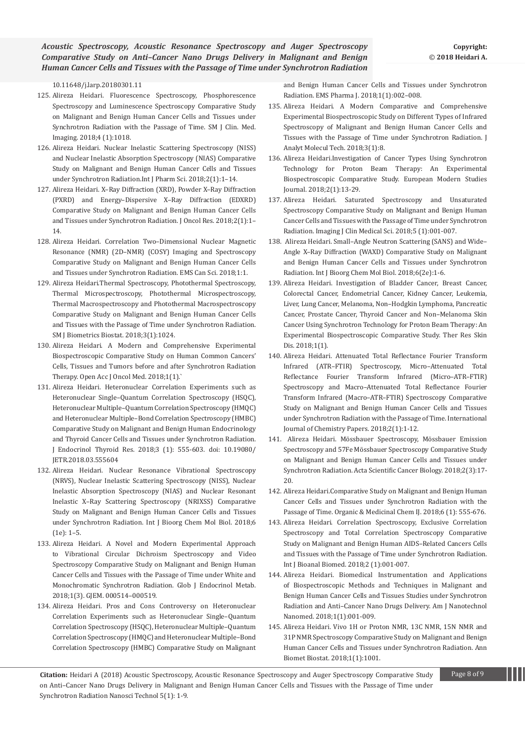10.11648/j.larp.20180301.11

125. Alireza Heidari. Fluorescence Spectroscopy, Phosphorescence Spectroscopy and Luminescence Spectroscopy Comparative Study on Malignant and Benign Human Cancer Cells and Tissues under Synchrotron Radiation with the Passage of Time. SM J Clin. Med. Imaging. 2018;4 (1):1018.
126. Alireza Heidari. Nuclear Inelastic Scattering Spectroscopy (NISS) and Nuclear Inelastic Absorption Spectroscopy (NIAS) Comparative Study on Malignant and Benign Human Cancer Cells and Tissues under Synchrotron Radiation.Int J Pharm Sci. 2018;2(1):1–14.
127. Alireza Heidari. X–Ray Diffraction (XRD), Powder X–Ray Diffraction (PXRD) and Energy–Dispersive X–Ray Diffraction (EDXRD) Comparative Study on Malignant and Benign Human Cancer Cells and Tissues under Synchrotron Radiation. J Oncol Res. 2018;2(1):1–14.
128. Alireza Heidari. Correlation Two–Dimensional Nuclear Magnetic Resonance (NMR) (2D–NMR) (COSY) Imaging and Spectroscopy Comparative Study on Malignant and Benign Human Cancer Cells and Tissues under Synchrotron Radiation. EMS Can Sci. 2018;1:1.
129. Alireza Heidari.Thermal Spectroscopy, Photothermal Spectroscopy, Thermal Microspectroscopy, Photothermal Microspectroscopy, Thermal Macrospectroscopy and Photothermal Macrospectroscopy Comparative Study on Malignant and Benign Human Cancer Cells and Tissues with the Passage of Time under Synchrotron Radiation. SM J Biometrics Biostat. 2018;3(1):1024.
130. Alireza Heidari. A Modern and Comprehensive Experimental Biospectroscopic Comparative Study on Human Common Cancers' Cells, Tissues and Tumors before and after Synchrotron Radiation Therapy. Open Acc J Oncol Med. 2018;1(1).`
131. Alireza Heidari. Heteronuclear Correlation Experiments such as Heteronuclear Single–Quantum Correlation Spectroscopy (HSQC), Heteronuclear Multiple–Quantum Correlation Spectroscopy (HMQC) and Heteronuclear Multiple–Bond Correlation Spectroscopy (HMBC) Comparative Study on Malignant and Benign Human Endocrinology and Thyroid Cancer Cells and Tissues under Synchrotron Radiation. J Endocrinol Thyroid Res. 2018;3 (1): 555-603. doi: 10.19080/JETR.2018.03.555604
132. Alireza Heidari. Nuclear Resonance Vibrational Spectroscopy (NRVS), Nuclear Inelastic Scattering Spectroscopy (NISS), Nuclear Inelastic Absorption Spectroscopy (NIAS) and Nuclear Resonant Inelastic X–Ray Scattering Spectroscopy (NRIXSS) Comparative Study on Malignant and Benign Human Cancer Cells and Tissues under Synchrotron Radiation. Int J Bioorg Chem Mol Biol. 2018;6 (1e): 1–5.
133. Alireza Heidari. A Novel and Modern Experimental Approach to Vibrational Circular Dichroism Spectroscopy and Video Spectroscopy Comparative Study on Malignant and Benign Human Cancer Cells and Tissues with the Passage of Time under White and Monochromatic Synchrotron Radiation. Glob J Endocrinol Metab. 2018;1(3). GJEM. 000514–000519.
134. Alireza Heidari. Pros and Cons Controversy on Heteronuclear Correlation Experiments such as Heteronuclear Single–Quantum Correlation Spectroscopy (HSQC), Heteronuclear Multiple–Quantum Correlation Spectroscopy (HMQC) and Heteronuclear Multiple–Bond Correlation Spectroscopy (HMBC) Comparative Study on Malignant and Benign Human Cancer Cells and Tissues under Synchrotron Radiation. EMS Pharma J. 2018;1(1):002–008.
135. Alireza Heidari. A Modern Comparative and Comprehensive Experimental Biospectroscopic Study on Different Types of Infrared Spectroscopy of Malignant and Benign Human Cancer Cells and Tissues with the Passage of Time under Synchrotron Radiation. J Analyt Molecul Tech. 2018;3(1):8.
136. Alireza Heidari.Investigation of Cancer Types Using Synchrotron Technology for Proton Beam Therapy: An Experimental Biospectroscopic Comparative Study. European Modern Studies Journal. 2018;2(1):13-29.
137. Alireza Heidari. Saturated Spectroscopy and Unsaturated Spectroscopy Comparative Study on Malignant and Benign Human Cancer Cells and Tissues with the Passage of Time under Synchrotron Radiation. Imaging J Clin Medical Sci. 2018;5 (1):001-007.
138. Alireza Heidari. Small–Angle Neutron Scattering (SANS) and Wide–Angle X–Ray Diffraction (WAXD) Comparative Study on Malignant and Benign Human Cancer Cells and Tissues under Synchrotron Radiation. Int J Bioorg Chem Mol Biol. 2018;6(2e):1-6.
139. Alireza Heidari. Investigation of Bladder Cancer, Breast Cancer, Colorectal Cancer, Endometrial Cancer, Kidney Cancer, Leukemia, Liver, Lung Cancer, Melanoma, Non–Hodgkin Lymphoma, Pancreatic Cancer, Prostate Cancer, Thyroid Cancer and Non–Melanoma Skin Cancer Using Synchrotron Technology for Proton Beam Therapy: An Experimental Biospectroscopic Comparative Study. Ther Res Skin Dis. 2018;1(1).
140. Alireza Heidari. Attenuated Total Reflectance Fourier Transform Infrared (ATR–FTIR) Spectroscopy, Micro–Attenuated Total Reflectance Fourier Transform Infrared (Micro–ATR–FTIR) Spectroscopy and Macro–Attenuated Total Reflectance Fourier Transform Infrared (Macro–ATR–FTIR) Spectroscopy Comparative Study on Malignant and Benign Human Cancer Cells and Tissues under Synchrotron Radiation with the Passage of Time. International Journal of Chemistry Papers. 2018;2(1):1-12.
141. Alireza Heidari. Mössbauer Spectroscopy, Mössbauer Emission Spectroscopy and 57Fe Mössbauer Spectroscopy Comparative Study on Malignant and Benign Human Cancer Cells and Tissues under Synchrotron Radiation. Acta Scientific Cancer Biology. 2018;2(3):17-20.
142. Alireza Heidari.Comparative Study on Malignant and Benign Human Cancer Cells and Tissues under Synchrotron Radiation with the Passage of Time. Organic & Medicinal Chem IJ. 2018;6 (1): 555-676.
143. Alireza Heidari. Correlation Spectroscopy, Exclusive Correlation Spectroscopy and Total Correlation Spectroscopy Comparative Study on Malignant and Benign Human AIDS–Related Cancers Cells and Tissues with the Passage of Time under Synchrotron Radiation. Int J Bioanal Biomed. 2018;2 (1):001-007.
144. Alireza Heidari. Biomedical Instrumentation and Applications of Biospectroscopic Methods and Techniques in Malignant and Benign Human Cancer Cells and Tissues Studies under Synchrotron Radiation and Anti–Cancer Nano Drugs Delivery. Am J Nanotechnol Nanomed. 2018;1(1):001-009.
145. Alireza Heidari. Vivo 1H or Proton NMR, 13C NMR, 15N NMR and 31P NMR Spectroscopy Comparative Study on Malignant and Benign Human Cancer Cells and Tissues under Synchrotron Radiation. Ann Biomet Biostat. 2018;1(1):1001.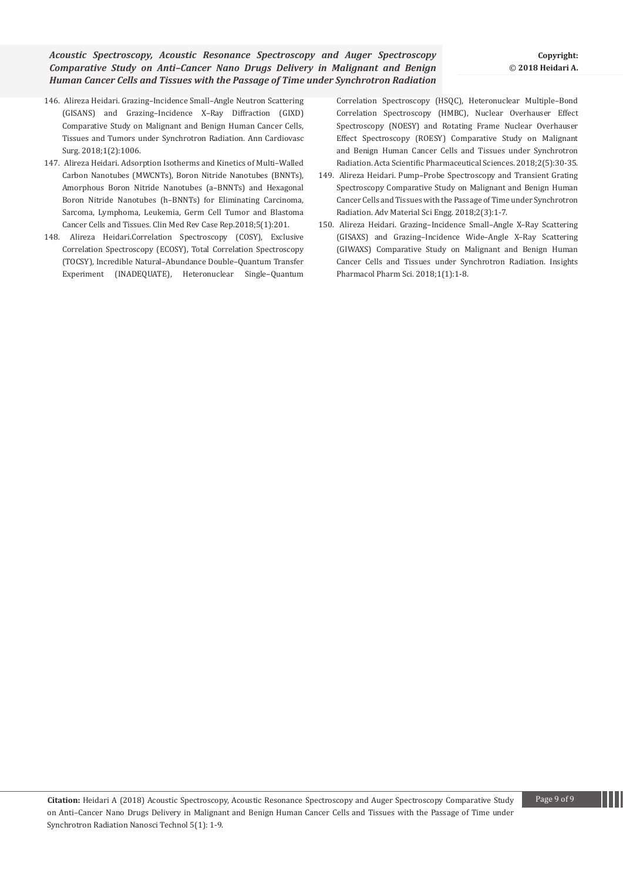146. Alireza Heidari. Grazing–Incidence Small–Angle Neutron Scattering (GISANS) and Grazing–Incidence X–Ray Diffraction (GIXD) Comparative Study on Malignant and Benign Human Cancer Cells, Tissues and Tumors under Synchrotron Radiation. Ann Cardiovasc Surg. 2018;1(2):1006.

147. Alireza Heidari. Adsorption Isotherms and Kinetics of Multi–Walled Carbon Nanotubes (MWCNTs), Boron Nitride Nanotubes (BNNTs), Amorphous Boron Nitride Nanotubes (a–BNNTs) and Hexagonal Boron Nitride Nanotubes (h–BNNTs) for Eliminating Carcinoma, Sarcoma, Lymphoma, Leukemia, Germ Cell Tumor and Blastoma Cancer Cells and Tissues. Clin Med Rev Case Rep.2018;5(1):201.

148. Alireza Heidari.Correlation Spectroscopy (COSY), Exclusive Correlation Spectroscopy (ECOSY), Total Correlation Spectroscopy (TOCSY), Incredible Natural–Abundance Double–Quantum Transfer Experiment (INADEQUATE), Heteronuclear Single–Quantum Correlation Spectroscopy (HSQC), Heteronuclear Multiple–Bond Correlation Spectroscopy (HMBC), Nuclear Overhauser Effect Spectroscopy (NOESY) and Rotating Frame Nuclear Overhauser Effect Spectroscopy (ROESY) Comparative Study on Malignant and Benign Human Cancer Cells and Tissues under Synchrotron Radiation. Acta Scientific Pharmaceutical Sciences. 2018;2(5):30-35.

149. Alireza Heidari. Pump–Probe Spectroscopy and Transient Grating Spectroscopy Comparative Study on Malignant and Benign Human Cancer Cells and Tissues with the Passage of Time under Synchrotron Radiation. Adv Material Sci Engg. 2018;2(3):1-7.

150. Alireza Heidari. Grazing–Incidence Small–Angle X–Ray Scattering (GISAXS) and Grazing–Incidence Wide–Angle X–Ray Scattering (GIWAXS) Comparative Study on Malignant and Benign Human Cancer Cells and Tissues under Synchrotron Radiation. Insights Pharmacol Pharm Sci. 2018;1(1):1-8.